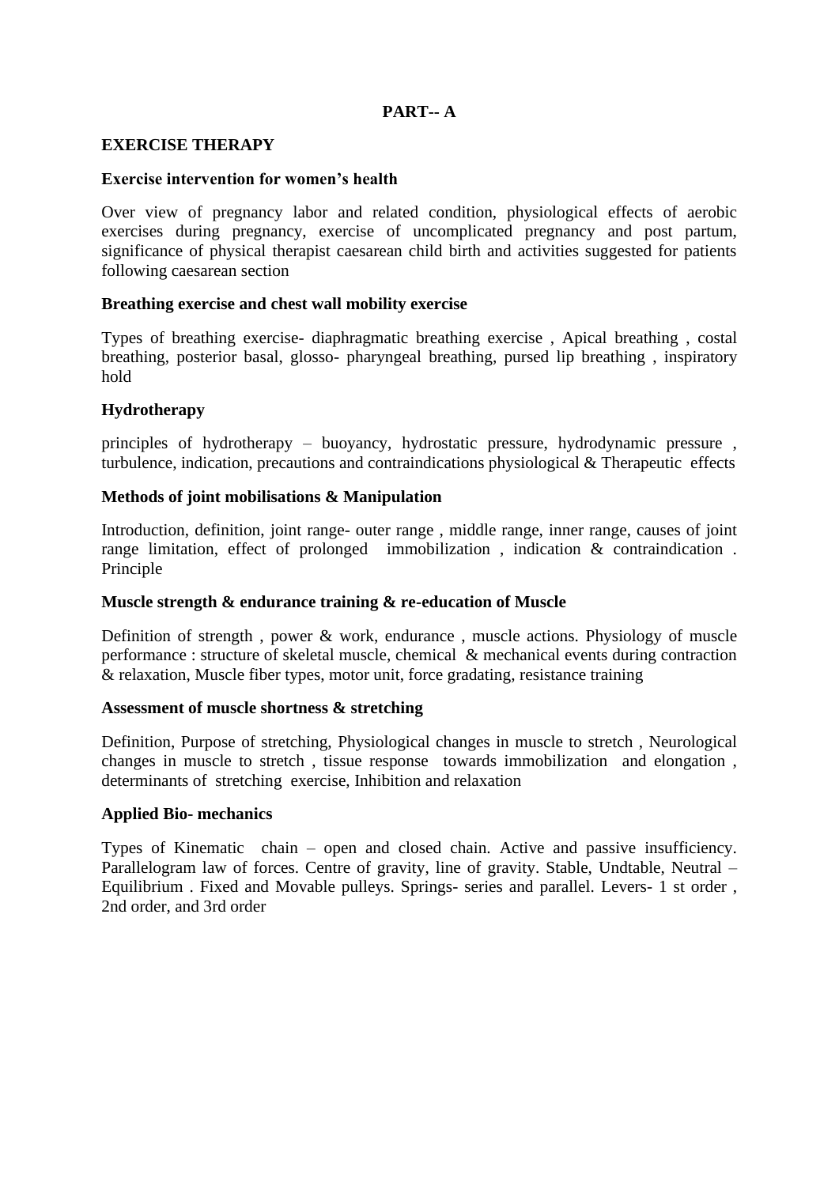# PART-- A

## EXERCISE THERAPY

### Exercise intervention for women's health

Over view of pregnancy labor and related condition, physiological effects of aerobic exercises during pregnancy, exercise of uncomplicated pregnancy and post partum, significance of physical therapist caesarean child birth and activities suggested for patients following caesarean section

### Breathing exercise and chest wall mobility exercise

Types of breathing exercise- diaphragmatic breathing exercise , Apical breathing , costal breathing, posterior basal, glosso- pharyngeal breathing, pursed lip breathing , inspiratory hold

### Hydrotherapy

principles of hydrotherapy – buoyancy, hydrostatic pressure, hydrodynamic pressure , turbulence, indication, precautions and contraindications physiological & Therapeutic effects

### Methods of joint mobilisations & Manipulation

Introduction, definition, joint range- outer range , middle range, inner range, causes of joint range limitation, effect of prolonged immobilization , indication & contraindication . Principle

### Muscle strength & endurance training & re-education of Muscle

Definition of strength , power & work, endurance , muscle actions. Physiology of muscle performance : structure of skeletal muscle, chemical & mechanical events during contraction & relaxation, Muscle fiber types, motor unit, force gradating, resistance training

### Assessment of muscle shortness & stretching

Definition, Purpose of stretching, Physiological changes in muscle to stretch , Neurological changes in muscle to stretch , tissue response towards immobilization and elongation , determinants of stretching exercise, Inhibition and relaxation

### Applied Bio- mechanics

Types of Kinematic chain – open and closed chain. Active and passive insufficiency. Parallelogram law of forces. Centre of gravity, line of gravity. Stable, Undtable, Neutral – Equilibrium . Fixed and Movable pulleys. Springs- series and parallel. Levers- 1 st order , 2nd order, and 3rd order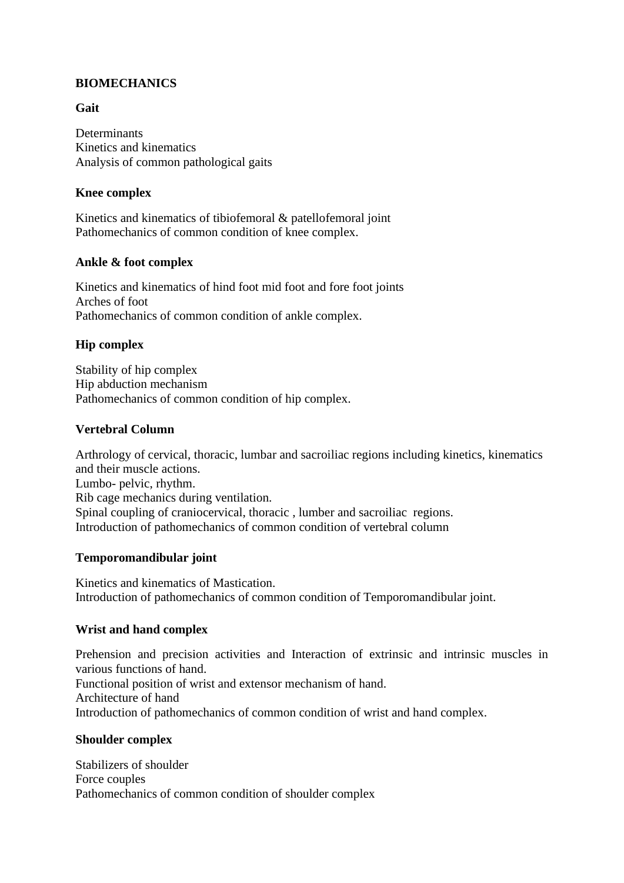## BIOMECHANICS

### Gait

Determinants
Kinetics and kinematics
Analysis of common pathological gaits

### Knee complex

Kinetics and kinematics of tibiofemoral & patellofemoral joint
Pathomechanics of common condition of knee complex.

### Ankle & foot complex

Kinetics and kinematics of hind foot mid foot and fore foot joints
Arches of foot
Pathomechanics of common condition of ankle complex.

### Hip complex

Stability of hip complex
Hip abduction mechanism
Pathomechanics of common condition of hip complex.

### Vertebral Column

Arthrology of cervical, thoracic, lumbar and sacroiliac regions including kinetics, kinematics and their muscle actions.
Lumbo- pelvic, rhythm.
Rib cage mechanics during ventilation.
Spinal coupling of craniocervical, thoracic , lumber and sacroiliac regions.
Introduction of pathomechanics of common condition of vertebral column

### Temporomandibular joint

Kinetics and kinematics of Mastication.
Introduction of pathomechanics of common condition of Temporomandibular joint.

### Wrist and hand complex

Prehension and precision activities and Interaction of extrinsic and intrinsic muscles in various functions of hand.
Functional position of wrist and extensor mechanism of hand.
Architecture of hand
Introduction of pathomechanics of common condition of wrist and hand complex.

### Shoulder complex

Stabilizers of shoulder
Force couples
Pathomechanics of common condition of shoulder complex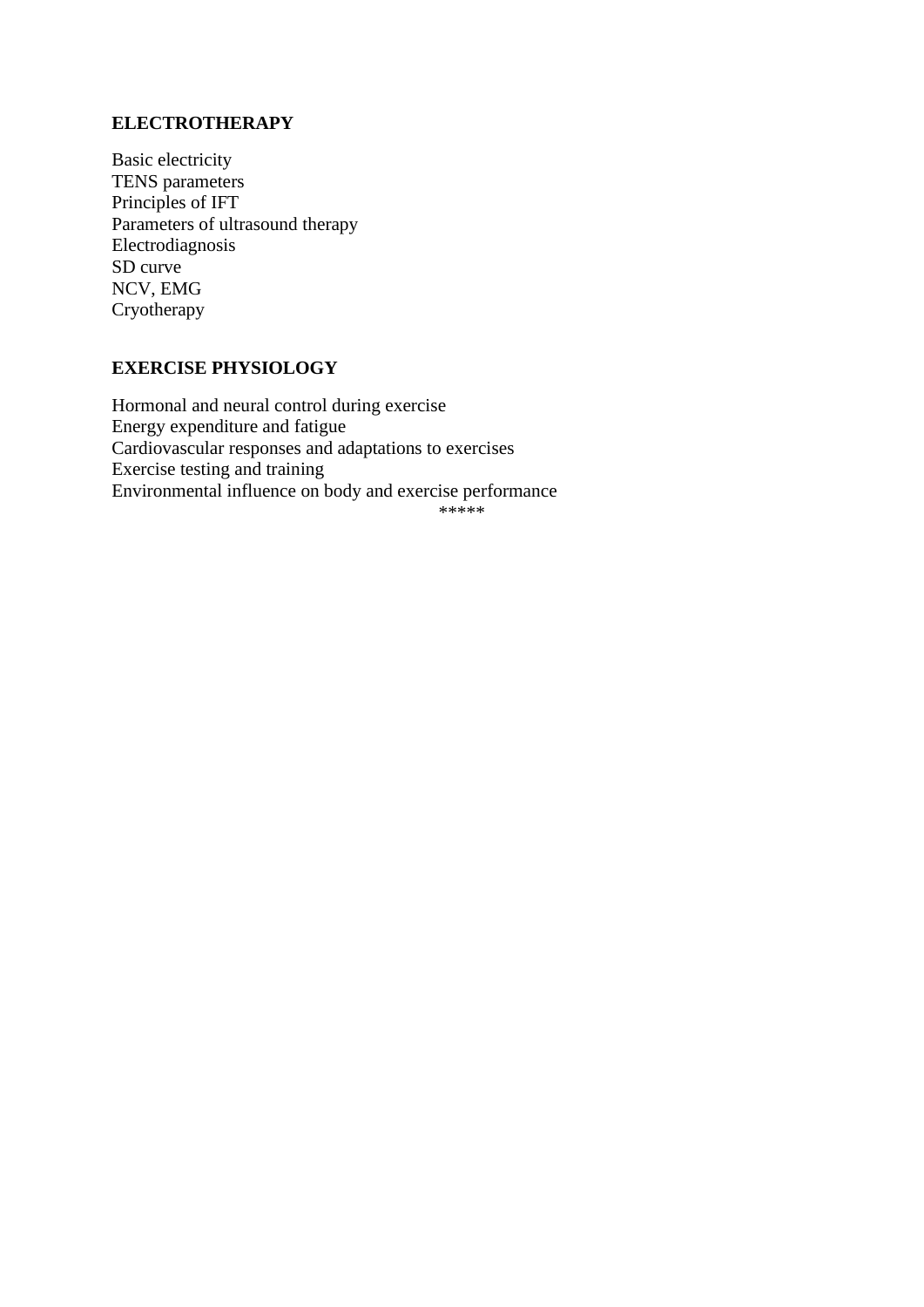## ELECTROTHERAPY

Basic electricity
TENS parameters
Principles of IFT
Parameters of ultrasound therapy
Electrodiagnosis
SD curve
NCV, EMG
Cryotherapy

## EXERCISE PHYSIOLOGY

Hormonal and neural control during exercise
Energy expenditure and fatigue
Cardiovascular responses and adaptations to exercises
Exercise testing and training
Environmental influence on body and exercise performance

*****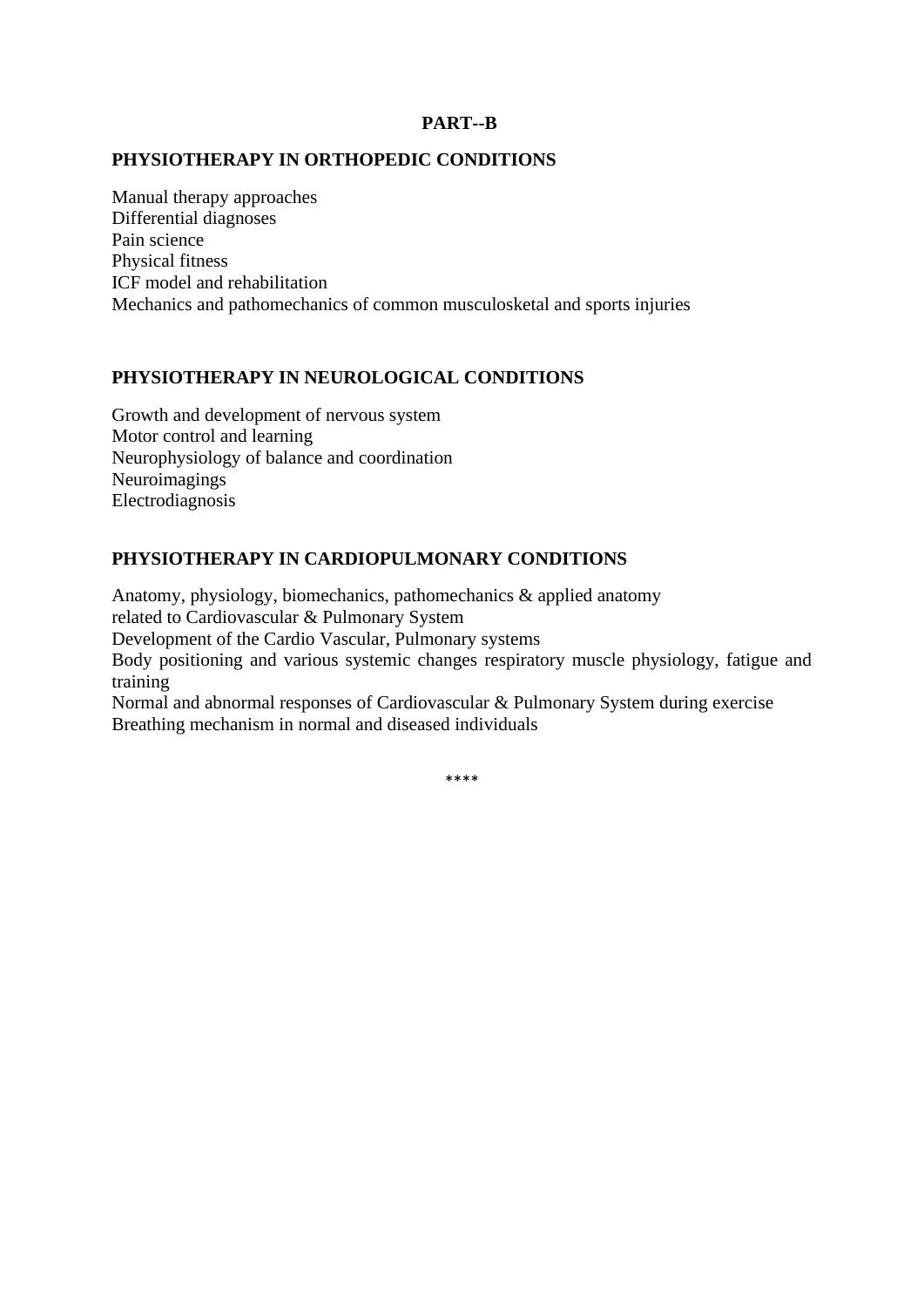## PART--B

### PHYSIOTHERAPY IN ORTHOPEDIC CONDITIONS

Manual therapy approaches
Differential diagnoses
Pain science
Physical fitness
ICF model and rehabilitation
Mechanics and pathomechanics of common musculosketal and sports injuries

### PHYSIOTHERAPY IN NEUROLOGICAL CONDITIONS

Growth and development of nervous system
Motor control and learning
Neurophysiology of balance and coordination
Neuroimagings
Electrodiagnosis

### PHYSIOTHERAPY IN CARDIOPULMONARY CONDITIONS

Anatomy, physiology, biomechanics, pathomechanics & applied anatomy related to Cardiovascular & Pulmonary System
Development of the Cardio Vascular, Pulmonary systems
Body positioning and various systemic changes respiratory muscle physiology, fatigue and training
Normal and abnormal responses of Cardiovascular & Pulmonary System during exercise
Breathing mechanism in normal and diseased individuals

****